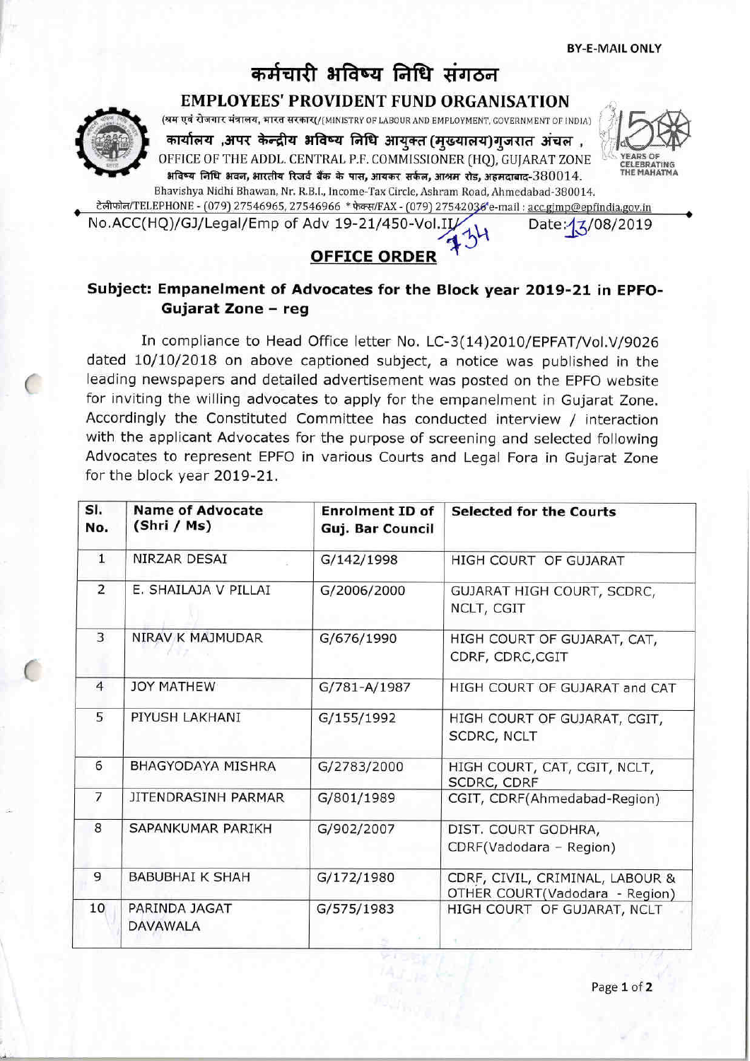BY-E-MAIL ONLY

# कर्मचारी भविष्य निधि संगठन

## EMPLOYEES' PROVIDENT FUND ORGANISATION

(श्रम एवं रोजगार मंत्रालय, भारत सरकार/(MINISTRY OF LABOUR AND EMPLOYMENT, GOVERNMENT OF INDIA)

कार्यालय ,अपर केन्द्रीय भविष्य निधि आयुक्त (मुख्यालय)गुजरात अंचल ,

OFFICE OF THE ADDL. CENTRAL P.F. COMMISSIONER (HQ), GUJARAT ZONE

भविष्य निधि भवन, भारतीय रिजर्व बैंक के पास, आयकर सर्कल, आश्रम रोड, अहमदाबाद-380014.

Bhavishya Nidhi Bhawan, Nr. R.B.I., Income-Tax Circle, Ashram Road, Ahmedabad-380014.

टेलीफोन/TELEPHONE - (079) 27546965, 27546966 * फेक्स/FAX - (079) 27542036 e-mail : acc.gjmp@epfindia.gov.in

No.ACC(HQ)/GJ/Legal/Emp of Adv 19-21/450-Vol.II/734 Date: 13/08/2019

## OFFICE ORDER

**Subject: Empanelment of Advocates for the Block year 2019-21 in EPFO-Gujarat Zone – reg**

In compliance to Head Office letter No. LC-3(14)2010/EPFAT/Vol.V/9026 dated 10/10/2018 on above captioned subject, a notice was published in the leading newspapers and detailed advertisement was posted on the EPFO website for inviting the willing advocates to apply for the empanelment in Gujarat Zone. Accordingly the Constituted Committee has conducted interview / interaction with the applicant Advocates for the purpose of screening and selected following Advocates to represent EPFO in various Courts and Legal Fora in Gujarat Zone for the block year 2019-21.

| Sl. No. | Name of Advocate (Shri / Ms) | Enrolment ID of Guj. Bar Council | Selected for the Courts |
|---|---|---|---|
| 1 | NIRZAR DESAI | G/142/1998 | HIGH COURT OF GUJARAT |
| 2 | E. SHAILAJA V PILLAI | G/2006/2000 | GUJARAT HIGH COURT, SCDRC, NCLT, CGIT |
| 3 | NIRAV K MAJMUDAR | G/676/1990 | HIGH COURT OF GUJARAT, CAT, CDRF, CDRC,CGIT |
| 4 | JOY MATHEW | G/781-A/1987 | HIGH COURT OF GUJARAT and CAT |
| 5 | PIYUSH LAKHANI | G/155/1992 | HIGH COURT OF GUJARAT, CGIT, SCDRC, NCLT |
| 6 | BHAGYODAYA MISHRA | G/2783/2000 | HIGH COURT, CAT, CGIT, NCLT, SCDRC, CDRF |
| 7 | JITENDRASINH PARMAR | G/801/1989 | CGIT, CDRF(Ahmedabad-Region) |
| 8 | SAPANKUMAR PARIKH | G/902/2007 | DIST. COURT GODHRA, CDRF(Vadodara – Region) |
| 9 | BABUBHAI K SHAH | G/172/1980 | CDRF, CIVIL, CRIMINAL, LABOUR & OTHER COURT(Vadodara - Region) |
| 10 | PARINDA JAGAT DAVAWALA | G/575/1983 | HIGH COURT OF GUJARAT, NCLT |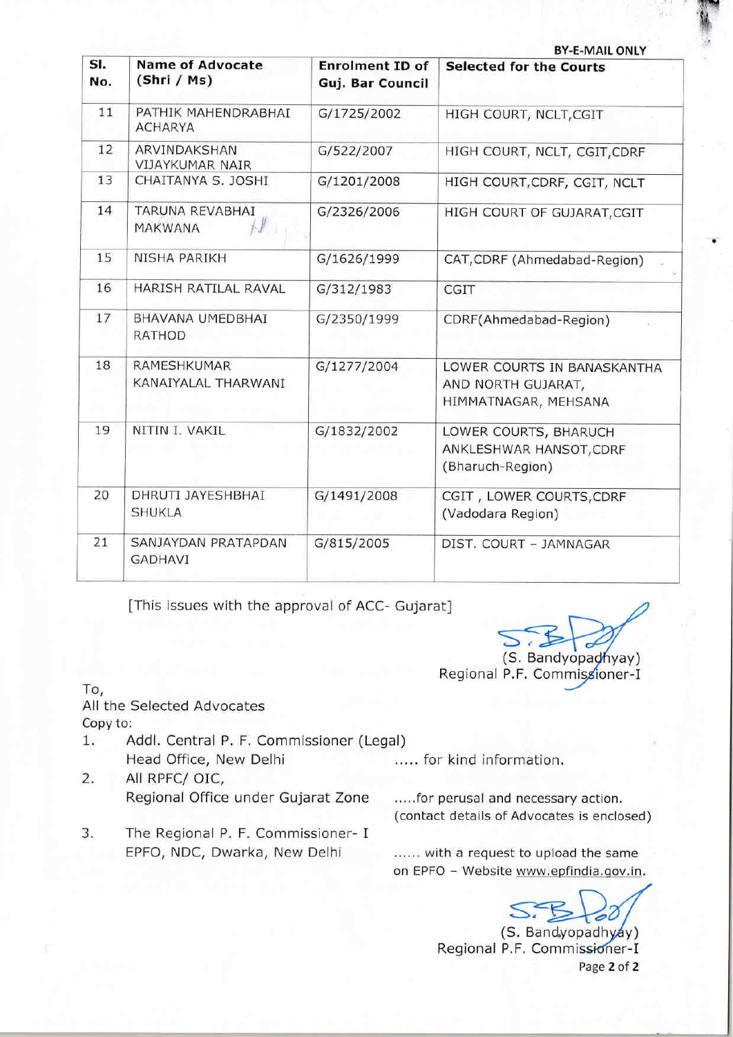BY-E-MAIL ONLY

| Sl. No. | Name of Advocate (Shri / Ms) | Enrolment ID of Guj. Bar Council | Selected for the Courts |
|---|---|---|---|
| 11 | PATHIK MAHENDRABHAI ACHARYA | G/1725/2002 | HIGH COURT, NCLT,CGIT |
| 12 | ARVINDAKSHAN VIJAYKUMAR NAIR | G/522/2007 | HIGH COURT, NCLT, CGIT,CDRF |
| 13 | CHAITANYA S. JOSHI | G/1201/2008 | HIGH COURT,CDRF, CGIT, NCLT |
| 14 | TARUNA REVABHAI MAKWANA | G/2326/2006 | HIGH COURT OF GUJARAT,CGIT |
| 15 | NISHA PARIKH | G/1626/1999 | CAT,CDRF (Ahmedabad-Region) |
| 16 | HARISH RATILAL RAVAL | G/312/1983 | CGIT |
| 17 | BHAVANA UMEDBHAI RATHOD | G/2350/1999 | CDRF(Ahmedabad-Region) |
| 18 | RAMESHKUMAR KANAIYALAL THARWANI | G/1277/2004 | LOWER COURTS IN BANASKANTHA AND NORTH GUJARAT, HIMMATNAGAR, MEHSANA |
| 19 | NITIN I. VAKIL | G/1832/2002 | LOWER COURTS, BHARUCH ANKLESHWAR HANSOT,CDRF (Bharuch-Region) |
| 20 | DHRUTI JAYESHBHAI SHUKLA | G/1491/2008 | CGIT , LOWER COURTS,CDRF (Vadodara Region) |
| 21 | SANJAYDAN PRATAPDAN GADHAVI | G/815/2005 | DIST. COURT – JAMNAGAR |

[This issues with the approval of ACC- Gujarat]

(S. Bandyopadhyay)
Regional P.F. Commissioner-I

To,
All the Selected Advocates

Copy to:

1. Addl. Central P. F. Commissioner (Legal)
   Head Office, New Delhi ..... for kind information.
2. All RPFC/ OIC,
   Regional Office under Gujarat Zone .....for perusal and necessary action. (contact details of Advocates is enclosed)
3. The Regional P. F. Commissioner- I
   EPFO, NDC, Dwarka, New Delhi ...... with a request to upload the same on EPFO – Website www.epfindia.gov.in.

(S. Bandyopadhyay)
Regional P.F. Commissioner-I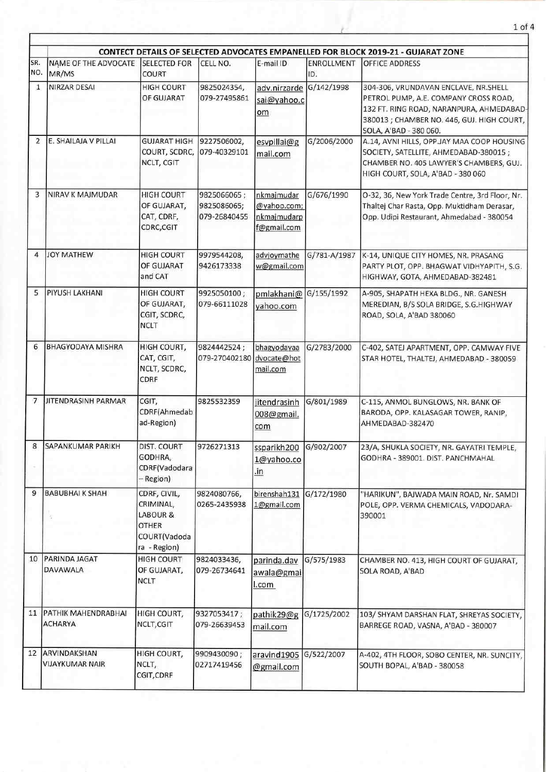## CONTECT DETAILS OF SELECTED ADVOCATES EMPANELLED FOR BLOCK 2019-21 - GUJARAT ZONE

| SR. NO. | NAME OF THE ADVOCATE MR/MS | SELECTED FOR COURT | CELL NO. | E-mail ID | ENROLLMENT ID. | OFFICE ADDRESS |
|---|---|---|---|---|---|---|
| 1 | NIRZAR DESAI | HIGH COURT OF GUJARAT | 9825024354, 079-27495861 | adv.nirzardesai@yahoo.com | G/142/1998 | 304-306, VRUNDAVAN ENCLAVE, NR.SHELL PETROL PUMP, A.E. COMPANY CROSS ROAD, 132 FT. RING ROAD, NARANPURA, AHMEDABAD-380013 ; CHAMBER NO. 446, GUJ. HIGH COURT, SOLA, A'BAD - 380 060. |
| 2 | E. SHAILAJA V PILLAI | GUJARAT HIGH COURT, SCDRC, NCLT, CGIT | 9227506002, 079-40329101 | esvpillai@gmail.com | G/2006/2000 | A.14, AVNI HILLS, OPP.JAY MAA COOP HOUSING SOCIETY, SATELLITE, AHMEDABAD-380015 ; CHAMBER NO. 405 LAWYER'S CHAMBERS, GUJ. HIGH COURT, SOLA, A'BAD - 380 060 |
| 3 | NIRAV K MAJMUDAR | HIGH COURT OF GUJARAT, CAT, CDRF, CDRC,CGIT | 9825066065 ; 9825086065; 079-26840455 | nkmajmudar@yahoo.com; nkmajmudarpf@gmail.com | G/676/1990 | O-32, 36, New York Trade Centre, 3rd Floor, Nr. Thaltej Char Rasta, Opp. Muktidham Derasar, Opp. Udipi Restaurant, Ahmedabad - 380054 |
| 4 | JOY MATHEW | HIGH COURT OF GUJARAT and CAT | 9979544208, 9426173338 | advjoymathew@gmail.com | G/781-A/1987 | K-14, UNIQUE CITY HOMES, NR. PRASANG PARTY PLOT, OPP. BHAGWAT VIDHYAPITH, S.G. HIGHWAY, GOTA, AHMEDABAD-382481 |
| 5 | PIYUSH LAKHANI | HIGH COURT OF GUJARAT, CGIT, SCDRC, NCLT | 9925050100 ; 079-66111028 | pmlakhani@yahoo.com | G/155/1992 | A-905, SHAPATH HEXA BLDG., NR. GANESH MEREDIAN, B/S SOLA BRIDGE, S.G.HIGHWAY ROAD, SOLA, A'BAD 380060 |
| 6 | BHAGYODAYA MISHRA | HIGH COURT, CAT, CGIT, NCLT, SCDRC, CDRF | 9824442524 ; 079-270402180 | bhagyodayaadvocate@hotmail.com | G/2783/2000 | C-402, SATEJ APARTMENT, OPP. CAMWAY FIVE STAR HOTEL, THALTEJ, AHMEDABAD - 380059 |
| 7 | JITENDRASINH PARMAR | CGIT, CDRF(Ahmedabad-Region) | 9825532359 | jitendrasinh008@gmail.com | G/801/1989 | C-115, ANMOL BUNGLOWS, NR. BANK OF BARODA, OPP. KALASAGAR TOWER, RANIP, AHMEDABAD-382470 |
| 8 | SAPANKUMAR PARIKH | DIST. COURT GODHRA, CDRF(Vadodara – Region) | 9726271313 | ssparikh2001@yahoo.co.in | G/902/2007 | 23/A, SHUKLA SOCIETY, NR. GAYATRI TEMPLE, GODHRA - 389001. DIST. PANCHMAHAL |
| 9 | BABUBHAI K SHAH | CDRF, CIVIL, CRIMINAL, LABOUR & OTHER COURT(Vadodara - Region) | 9824080766, 0265-2435938 | birenshah1311@gmail.com | G/172/1980 | "HARIKUN", BAJWADA MAIN ROAD, Nr. SAMDI POLE, OPP. VERMA CHEMICALS, VADODARA-390001 |
| 10 | PARINDA JAGAT DAVAWALA | HIGH COURT OF GUJARAT, NCLT | 9824033436, 079-26734641 | parinda.davawala@gmail.com | G/575/1983 | CHAMBER NO. 413, HIGH COURT OF GUJARAT, SOLA ROAD, A'BAD |
| 11 | PATHIK MAHENDRABHAI ACHARYA | HIGH COURT, NCLT,CGIT | 9327053417 ; 079-26639453 | pathik29@gmail.com | G/1725/2002 | 103/ SHYAM DARSHAN FLAT, SHREYAS SOCIETY, BARREGE ROAD, VASNA, A'BAD - 380007 |
| 12 | ARVINDAKSHAN VIJAYKUMAR NAIR | HIGH COURT, NCLT, CGIT,CDRF | 9909430090 ; 02717419456 | aravind1905@gmail.com | G/522/2007 | A-402, 4TH FLOOR, SOBO CENTER, NR. SUNCITY, SOUTH BOPAL, A'BAD - 380058 |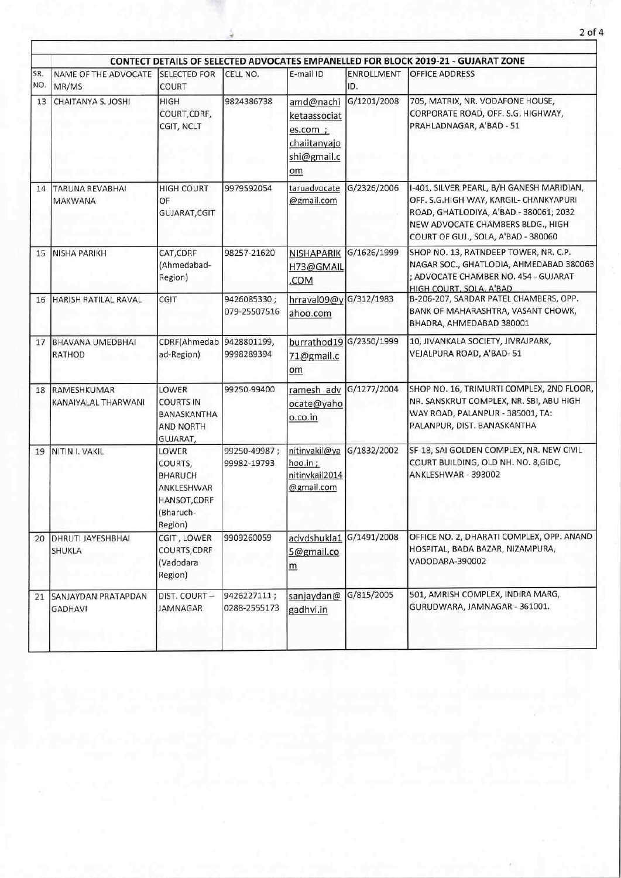| SR. NO. | NAME OF THE ADVOCATE MR/MS | SELECTED FOR COURT | CELL NO. | E-mail ID | ENROLLMENT ID. | OFFICE ADDRESS |
|---|---|---|---|---|---|---|
| CONTECT DETAILS OF SELECTED ADVOCATES EMPANELLED FOR BLOCK 2019-21 - GUJARAT ZONE | | | | | | |
| 13 | CHAITANYA S. JOSHI | HIGH COURT,CDRF, CGIT, NCLT | 9824386738 | amd@nachiketaassociates.com ; chaiitanyajoshi@gmail.com | G/1201/2008 | 705, MATRIX, NR. VODAFONE HOUSE, CORPORATE ROAD, OFF. S.G. HIGHWAY, PRAHLADNAGAR, A'BAD - 51 |
| 14 | TARUNA REVABHAI MAKWANA | HIGH COURT OF GUJARAT,CGIT | 9979592054 | taruadvocate@gmail.com | G/2326/2006 | I-401, SILVER PEARL, B/H GANESH MARIDIAN, OFF. S.G.HIGH WAY, KARGIL- CHANKYAPURI ROAD, GHATLODIYA, A'BAD - 380061; 2032 NEW ADVOCATE CHAMBERS BLDG., HIGH COURT OF GUJ., SOLA, A'BAD - 380060 |
| 15 | NISHA PARIKH | CAT,CDRF (Ahmedabad-Region) | 98257-21620 | NISHAPARIKH73@GMAIL.COM | G/1626/1999 | SHOP NO. 13, RATNDEEP TOWER, NR. C.P. NAGAR SOC., GHATLODIA, AHMEDABAD 380063 ; ADVOCATE CHAMBER NO. 454 - GUJARAT HIGH COURT, SOLA, A'BAD |
| 16 | HARISH RATILAL RAVAL | CGIT | 9426085330 ; 079-25507516 | hrraval09@yahoo.com | G/312/1983 | B-206-207, SARDAR PATEL CHAMBERS, OPP. BANK OF MAHARASHTRA, VASANT CHOWK, BHADRA, AHMEDABAD 380001 |
| 17 | BHAVANA UMEDBHAI RATHOD | CDRF(Ahmedabad-Region) | 9428801199, 9998289394 | burrathod1971@gmail.com | G/2350/1999 | 10, JIVANKALA SOCIETY, JIVRAJPARK, VEJALPURA ROAD, A'BAD- 51 |
| 18 | RAMESHKUMAR KANAIYALAL THARWANI | LOWER COURTS IN BANASKANTHA AND NORTH GUJARAT, | 99250-99400 | ramesh_advocate@yahoo.co.in | G/1277/2004 | SHOP NO. 16, TRIMURTI COMPLEX, 2ND FLOOR, NR. SANSKRUT COMPLEX, NR. SBI, ABU HIGH WAY ROAD, PALANPUR - 385001, TA: PALANPUR, DIST. BANASKANTHA |
| 19 | NITIN I. VAKIL | LOWER COURTS, BHARUCH ANKLESHWAR HANSOT,CDRF (Bharuch-Region) | 99250-49987 ; 99982-19793 | nitinvakil@yahoo.in ; nitinvkail2014@gmail.com | G/1832/2002 | SF-18, SAI GOLDEN COMPLEX, NR. NEW CIVIL COURT BUILDING, OLD NH. NO. 8,GIDC, ANKLESHWAR - 393002 |
| 20 | DHRUTI JAYESHBHAI SHUKLA | CGIT , LOWER COURTS,CDRF (Vadodara Region) | 9909260059 | advdshukla15@gmail.com | G/1491/2008 | OFFICE NO. 2, DHARATI COMPLEX, OPP. ANAND HOSPITAL, BADA BAZAR, NIZAMPURA, VADODARA-390002 |
| 21 | SANJAYDAN PRATAPDAN GADHAVI | DIST. COURT – JAMNAGAR | 9426227111 ; 0288-2555173 | sanjaydan@gadhvi.in | G/815/2005 | 501, AMRISH COMPLEX, INDIRA MARG, GURUDWARA, JAMNAGAR - 361001. |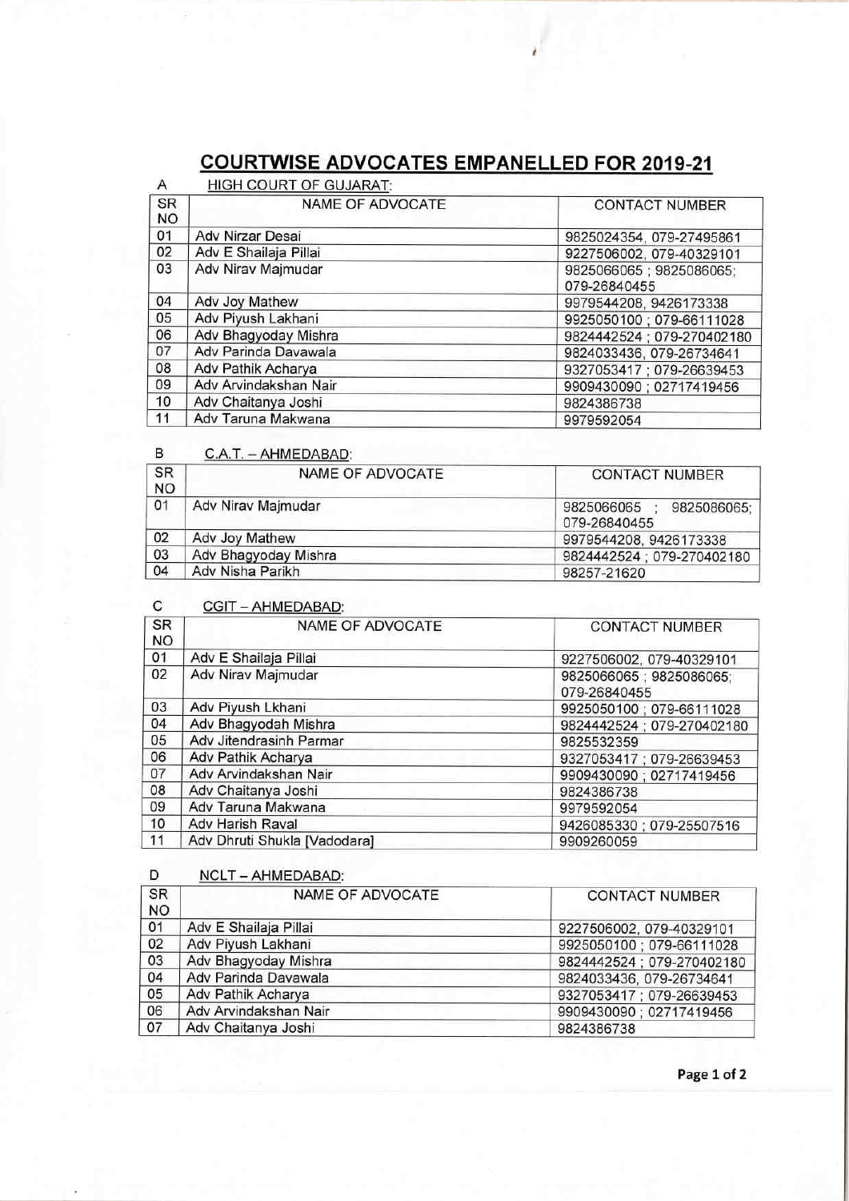# COURTWISE ADVOCATES EMPANELLED FOR 2019-21

## A HIGH COURT OF GUJARAT:

| SR NO | NAME OF ADVOCATE | CONTACT NUMBER |
|---|---|---|
| 01 | Adv Nirzar Desai | 9825024354, 079-27495861 |
| 02 | Adv E Shailaja Pillai | 9227506002, 079-40329101 |
| 03 | Adv Nirav Majmudar | 9825066065 ; 9825086065; 079-26840455 |
| 04 | Adv Joy Mathew | 9979544208, 9426173338 |
| 05 | Adv Piyush Lakhani | 9925050100 ; 079-66111028 |
| 06 | Adv Bhagyoday Mishra | 9824442524 ; 079-270402180 |
| 07 | Adv Parinda Davawala | 9824033436, 079-26734641 |
| 08 | Adv Pathik Acharya | 9327053417 ; 079-26639453 |
| 09 | Adv Arvindakshan Nair | 9909430090 ; 02717419456 |
| 10 | Adv Chaitanya Joshi | 9824386738 |
| 11 | Adv Taruna Makwana | 9979592054 |

## B C.A.T. – AHMEDABAD:

| SR NO | NAME OF ADVOCATE | CONTACT NUMBER |
|---|---|---|
| 01 | Adv Nirav Majmudar | 9825066065 ; 9825086065; 079-26840455 |
| 02 | Adv Joy Mathew | 9979544208, 9426173338 |
| 03 | Adv Bhagyoday Mishra | 9824442524 ; 079-270402180 |
| 04 | Adv Nisha Parikh | 98257-21620 |

## C CGIT – AHMEDABAD:

| SR NO | NAME OF ADVOCATE | CONTACT NUMBER |
|---|---|---|
| 01 | Adv E Shailaja Pillai | 9227506002, 079-40329101 |
| 02 | Adv Nirav Majmudar | 9825066065 ; 9825086065; 079-26840455 |
| 03 | Adv Piyush Lkhani | 9925050100 ; 079-66111028 |
| 04 | Adv Bhagyodah Mishra | 9824442524 ; 079-270402180 |
| 05 | Adv Jitendrasinh Parmar | 9825532359 |
| 06 | Adv Pathik Acharya | 9327053417 ; 079-26639453 |
| 07 | Adv Arvindakshan Nair | 9909430090 ; 02717419456 |
| 08 | Adv Chaitanya Joshi | 9824386738 |
| 09 | Adv Taruna Makwana | 9979592054 |
| 10 | Adv Harish Raval | 9426085330 ; 079-25507516 |
| 11 | Adv Dhruti Shukla [Vadodara] | 9909260059 |

## D NCLT – AHMEDABAD:

| SR NO | NAME OF ADVOCATE | CONTACT NUMBER |
|---|---|---|
| 01 | Adv E Shailaja Pillai | 9227506002, 079-40329101 |
| 02 | Adv Piyush Lakhani | 9925050100 ; 079-66111028 |
| 03 | Adv Bhagyoday Mishra | 9824442524 ; 079-270402180 |
| 04 | Adv Parinda Davawala | 9824033436, 079-26734641 |
| 05 | Adv Pathik Acharya | 9327053417 ; 079-26639453 |
| 06 | Adv Arvindakshan Nair | 9909430090 ; 02717419456 |
| 07 | Adv Chaitanya Joshi | 9824386738 |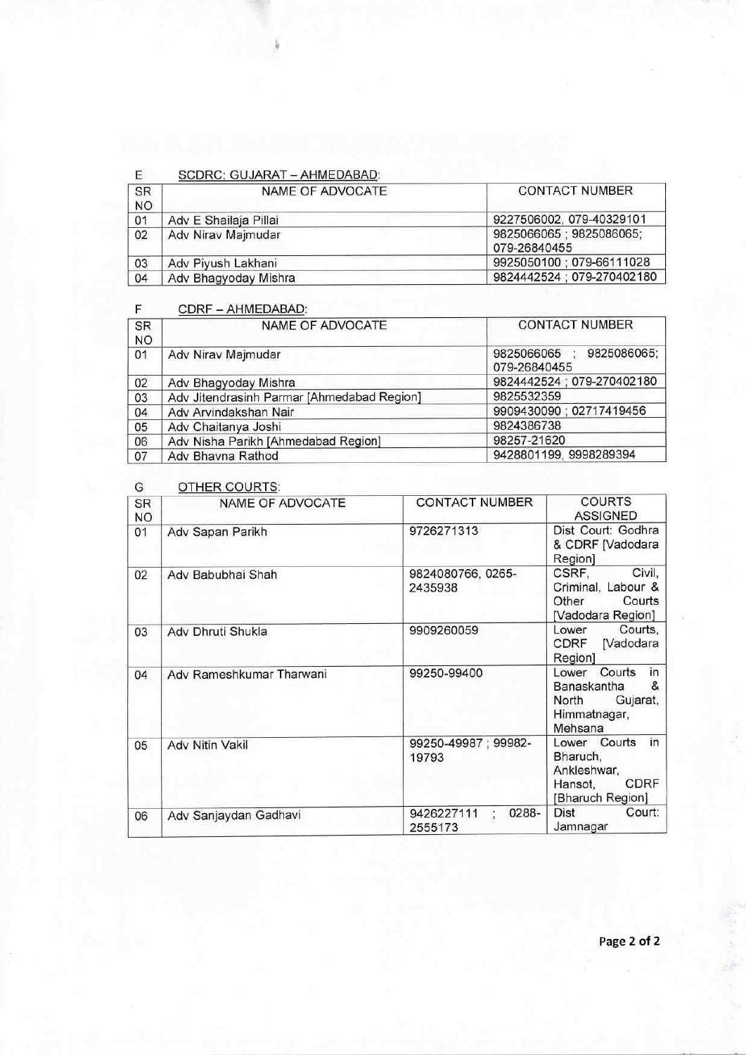E SCDRC: GUJARAT – AHMEDABAD:

| SR NO | NAME OF ADVOCATE | CONTACT NUMBER |
|---|---|---|
| 01 | Adv E Shailaja Pillai | 9227506002, 079-40329101 |
| 02 | Adv Nirav Majmudar | 9825066065 ; 9825086065; 079-26840455 |
| 03 | Adv Piyush Lakhani | 9925050100 ; 079-66111028 |
| 04 | Adv Bhagyoday Mishra | 9824442524 ; 079-270402180 |

F CDRF – AHMEDABAD:

| SR NO | NAME OF ADVOCATE | CONTACT NUMBER |
|---|---|---|
| 01 | Adv Nirav Majmudar | 9825066065 ; 9825086065; 079-26840455 |
| 02 | Adv Bhagyoday Mishra | 9824442524 ; 079-270402180 |
| 03 | Adv Jitendrasinh Parmar [Ahmedabad Region] | 9825532359 |
| 04 | Adv Arvindakshan Nair | 9909430090 ; 02717419456 |
| 05 | Adv Chaitanya Joshi | 9824386738 |
| 06 | Adv Nisha Parikh [Ahmedabad Region] | 98257-21620 |
| 07 | Adv Bhavna Rathod | 9428801199, 9998289394 |

G OTHER COURTS:

| SR NO | NAME OF ADVOCATE | CONTACT NUMBER | COURTS ASSIGNED |
|---|---|---|---|
| 01 | Adv Sapan Parikh | 9726271313 | Dist Court: Godhra & CDRF [Vadodara Region] |
| 02 | Adv Babubhai Shah | 9824080766, 0265-2435938 | CSRF, Civil, Criminal, Labour & Other Courts [Vadodara Region] |
| 03 | Adv Dhruti Shukla | 9909260059 | Lower Courts, CDRF [Vadodara Region] |
| 04 | Adv Rameshkumar Tharwani | 99250-99400 | Lower Courts in Banaskantha & North Gujarat, Himmatnagar, Mehsana |
| 05 | Adv Nitin Vakil | 99250-49987 ; 99982-19793 | Lower Courts in Bharuch, Ankleshwar, Hansot, CDRF [Bharuch Region] |
| 06 | Adv Sanjaydan Gadhavi | 9426227111 ; 0288-2555173 | Dist Court: Jamnagar |